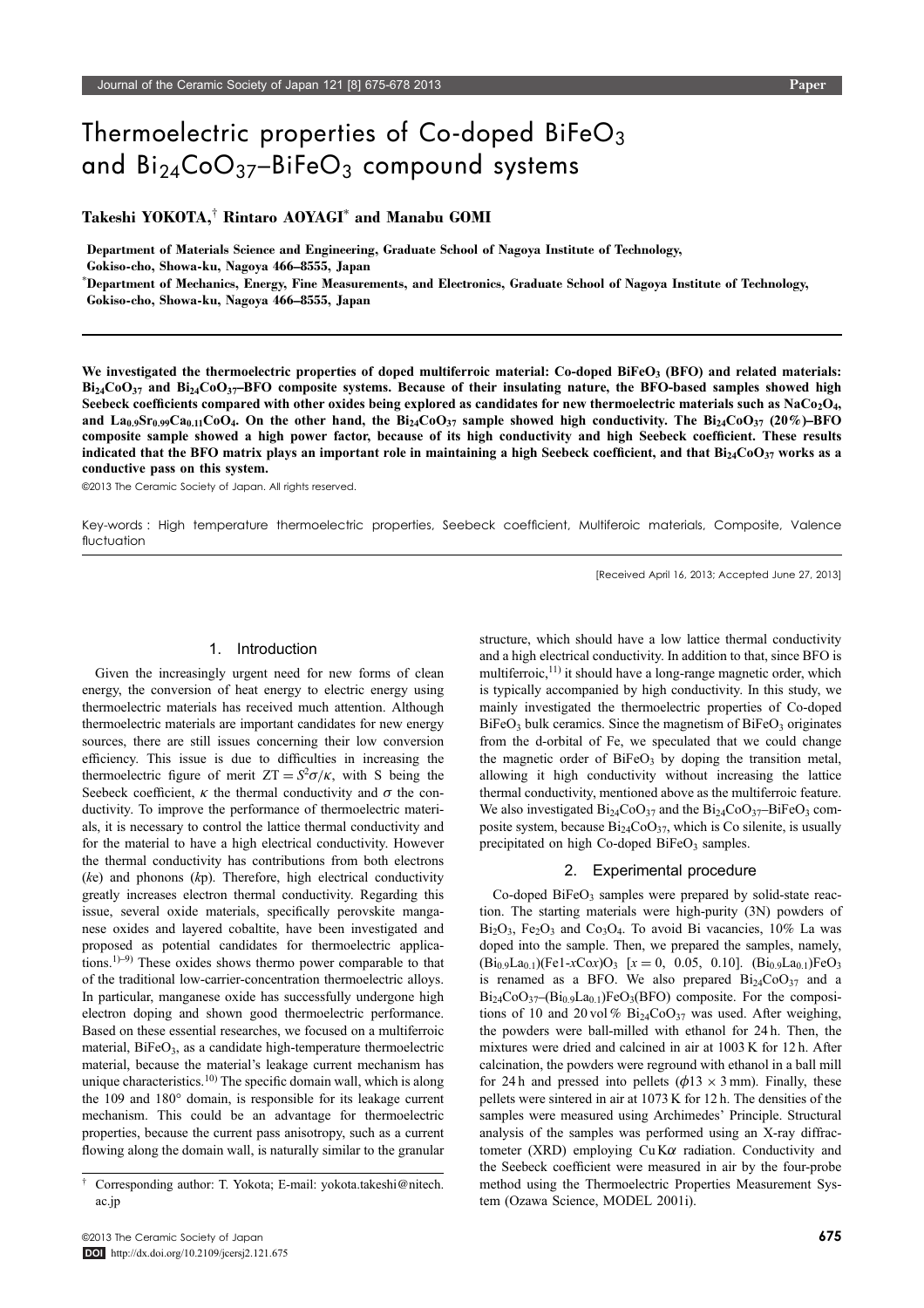# Thermoelectric properties of Co-doped $BiFeO_3$ and $Bi_{24}CoO_{37}$–$BiFeO_3$ compound systems

**Takeshi YOKOTA,[†] Rintaro AOYAGI[*] and Manabu GOMI**

Department of Materials Science and Engineering, Graduate School of Nagoya Institute of Technology, Gokiso-cho, Showa-ku, Nagoya 466–8555, Japan

[*]Department of Mechanics, Energy, Fine Measurements, and Electronics, Graduate School of Nagoya Institute of Technology, Gokiso-cho, Showa-ku, Nagoya 466–8555, Japan

**We investigated the thermoelectric properties of doped multiferroic material: Co-doped $BiFeO_3$ (BFO) and related materials: $Bi_{24}CoO_{37}$ and $Bi_{24}CoO_{37}$–BFO composite systems. Because of their insulating nature, the BFO-based samples showed high Seebeck coefficients compared with other oxides being explored as candidates for new thermoelectric materials such as $NaCo_2O_4$, and $La_{0.9}Sr_{0.99}Ca_{0.11}CoO_4$. On the other hand, the $Bi_{24}CoO_{37}$ sample showed high conductivity. The $Bi_{24}CoO_{37}$ (20%)–BFO composite sample showed a high power factor, because of its high conductivity and high Seebeck coefficient. These results indicated that the BFO matrix plays an important role in maintaining a high Seebeck coefficient, and that $Bi_{24}CoO_{37}$ works as a conductive pass on this system.**

©2013 The Ceramic Society of Japan. All rights reserved.

Key-words : High temperature thermoelectric properties, Seebeck coefficient, Multiferoic materials, Composite, Valence fluctuation

[Received April 16, 2013; Accepted June 27, 2013]

## 1. Introduction

Given the increasingly urgent need for new forms of clean energy, the conversion of heat energy to electric energy using thermoelectric materials has received much attention. Although thermoelectric materials are important candidates for new energy sources, there are still issues concerning their low conversion efficiency. This issue is due to difficulties in increasing the thermoelectric figure of merit $ZT = S^2\sigma/\kappa$, with S being the Seebeck coefficient, $\kappa$ the thermal conductivity and $\sigma$ the conductivity. To improve the performance of thermoelectric materials, it is necessary to control the lattice thermal conductivity and for the material to have a high electrical conductivity. However the thermal conductivity has contributions from both electrons ($k$e) and phonons ($k$p). Therefore, high electrical conductivity greatly increases electron thermal conductivity. Regarding this issue, several oxide materials, specifically perovskite manganese oxides and layered cobaltite, have been investigated and proposed as potential candidates for thermoelectric applications.[1)–9)] These oxides shows thermo power comparable to that of the traditional low-carrier-concentration thermoelectric alloys. In particular, manganese oxide has successfully undergone high electron doping and shown good thermoelectric performance. Based on these essential researches, we focused on a multiferroic material, $BiFeO_3$, as a candidate high-temperature thermoelectric material, because the material's leakage current mechanism has unique characteristics.[10)] The specific domain wall, which is along the 109 and 180° domain, is responsible for its leakage current mechanism. This could be an advantage for thermoelectric properties, because the current pass anisotropy, such as a current flowing along the domain wall, is naturally similar to the granular structure, which should have a low lattice thermal conductivity and a high electrical conductivity. In addition to that, since BFO is multiferroic,[11)] it should have a long-range magnetic order, which is typically accompanied by high conductivity. In this study, we mainly investigated the thermoelectric properties of Co-doped $BiFeO_3$ bulk ceramics. Since the magnetism of $BiFeO_3$ originates from the d-orbital of Fe, we speculated that we could change the magnetic order of $BiFeO_3$ by doping the transition metal, allowing it high conductivity without increasing the lattice thermal conductivity, mentioned above as the multiferroic feature. We also investigated $Bi_{24}CoO_{37}$ and the $Bi_{24}CoO_{37}$–$BiFeO_3$ composite system, because $Bi_{24}CoO_{37}$, which is Co silenite, is usually precipitated on high Co-doped $BiFeO_3$ samples.

## 2. Experimental procedure

Co-doped $BiFeO_3$ samples were prepared by solid-state reaction. The starting materials were high-purity (3N) powders of $Bi_2O_3$, $Fe_2O_3$ and $Co_3O_4$. To avoid Bi vacancies, 10% La was doped into the sample. Then, we prepared the samples, namely, $(Bi_{0.9}La_{0.1})(Fe_{1-x}Co_x)O_3$ [$x = 0$, 0.05, 0.10]. $(Bi_{0.9}La_{0.1})FeO_3$ is renamed as a BFO. We also prepared $Bi_{24}CoO_{37}$ and a $Bi_{24}CoO_{37}$–$(Bi_{0.9}La_{0.1})FeO_3$(BFO) composite. For the compositions of 10 and 20 vol% $Bi_{24}CoO_{37}$ was used. After weighing, the powders were ball-milled with ethanol for 24 h. Then, the mixtures were dried and calcined in air at 1003 K for 12 h. After calcination, the powders were reground with ethanol in a ball mill for 24 h and pressed into pellets ($\phi 13 \times 3$ mm). Finally, these pellets were sintered in air at 1073 K for 12 h. The densities of the samples were measured using Archimedes' Principle. Structural analysis of the samples was performed using an X-ray diffractometer (XRD) employing Cu K$\alpha$ radiation. Conductivity and the Seebeck coefficient were measured in air by the four-probe method using the Thermoelectric Properties Measurement System (Ozawa Science, MODEL 2001i).

[†] Corresponding author: T. Yokota; E-mail: yokota.takeshi@nitech.ac.jp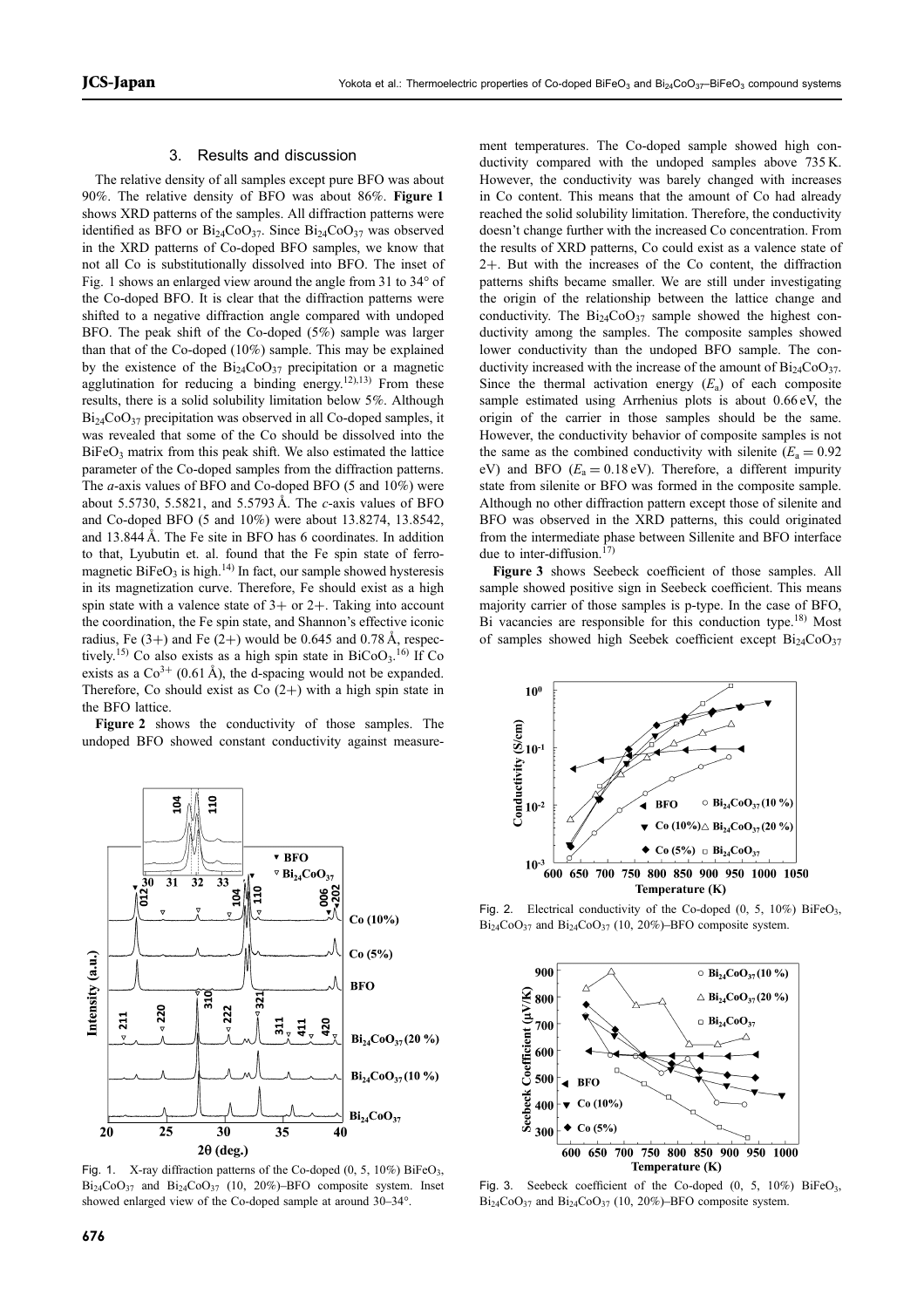## 3. Results and discussion

The relative density of all samples except pure BFO was about 90%. The relative density of BFO was about 86%. **Figure 1** shows XRD patterns of the samples. All diffraction patterns were identified as BFO or $Bi_{24}CoO_{37}$. Since $Bi_{24}CoO_{37}$ was observed in the XRD patterns of Co-doped BFO samples, we know that not all Co is substitutionally dissolved into BFO. The inset of Fig. 1 shows an enlarged view around the angle from 31 to 34° of the Co-doped BFO. It is clear that the diffraction patterns were shifted to a negative diffraction angle compared with undoped BFO. The peak shift of the Co-doped (5%) sample was larger than that of the Co-doped (10%) sample. This may be explained by the existence of the $Bi_{24}CoO_{37}$ precipitation or a magnetic agglutination for reducing a binding energy.[12),13)] From these results, there is a solid solubility limitation below 5%. Although $Bi_{24}CoO_{37}$ precipitation was observed in all Co-doped samples, it was revealed that some of the Co should be dissolved into the $BiFeO_3$ matrix from this peak shift. We also estimated the lattice parameter of the Co-doped samples from the diffraction patterns. The *a*-axis values of BFO and Co-doped BFO (5 and 10%) were about 5.5730, 5.5821, and 5.5793 Å. The *c*-axis values of BFO and Co-doped BFO (5 and 10%) were about 13.8274, 13.8542, and 13.844 Å. The Fe site in BFO has 6 coordinates. In addition to that, Lyubutin et. al. found that the Fe spin state of ferromagnetic $BiFeO_3$ is high.[14)] In fact, our sample showed hysteresis in its magnetization curve. Therefore, Fe should exist as a high spin state with a valence state of 3+ or 2+. Taking into account the coordination, the Fe spin state, and Shannon's effective iconic radius, Fe (3+) and Fe (2+) would be 0.645 and 0.78 Å, respectively.[15)] Co also exists as a high spin state in $BiCoO_3$.[16)] If Co exists as a $Co^{3+}$ (0.61 Å), the d-spacing would not be expanded. Therefore, Co should exist as Co (2+) with a high spin state in the BFO lattice.

**Figure 2** shows the conductivity of those samples. The undoped BFO showed constant conductivity against measurement temperatures. The Co-doped sample showed high conductivity compared with the undoped samples above 735 K. However, the conductivity was barely changed with increases in Co content. This means that the amount of Co had already reached the solid solubility limitation. Therefore, the conductivity doesn't change further with the increased Co concentration. From the results of XRD patterns, Co could exist as a valence state of 2+. But with the increases of the Co content, the diffraction patterns shifts became smaller. We are still under investigating the origin of the relationship between the lattice change and conductivity. The $Bi_{24}CoO_{37}$ sample showed the highest conductivity among the samples. The composite samples showed lower conductivity than the undoped BFO sample. The conductivity increased with the increase of the amount of $Bi_{24}CoO_{37}$. Since the thermal activation energy ($E_a$) of each composite sample estimated using Arrhenius plots is about 0.66 eV, the origin of the carrier in those samples should be the same. However, the conductivity behavior of composite samples is not the same as the combined conductivity with silenite ($E_a = 0.92$ eV) and BFO ($E_a = 0.18$ eV). Therefore, a different impurity state from silenite or BFO was formed in the composite sample. Although no other diffraction pattern except those of silenite and BFO was observed in the XRD patterns, this could originated from the intermediate phase between Sillenite and BFO interface due to inter-diffusion.[17)]

**Figure 3** shows Seebeck coefficient of those samples. All sample showed positive sign in Seebeck coefficient. This means majority carrier of those samples is p-type. In the case of BFO, Bi vacancies are responsible for this conduction type.[18)] Most of samples showed high Seebek coefficient except $Bi_{24}CoO_{37}$

Fig. 1. X-ray diffraction patterns of the Co-doped (0, 5, 10%) $BiFeO_3$, $Bi_{24}CoO_{37}$ and $Bi_{24}CoO_{37}$ (10, 20%)–BFO composite system. Inset showed enlarged view of the Co-doped sample at around 30–34°.

Fig. 2. Electrical conductivity of the Co-doped (0, 5, 10%) $BiFeO_3$, $Bi_{24}CoO_{37}$ and $Bi_{24}CoO_{37}$ (10, 20%)–BFO composite system.

Fig. 3. Seebeck coefficient of the Co-doped (0, 5, 10%) $BiFeO_3$, $Bi_{24}CoO_{37}$ and $Bi_{24}CoO_{37}$ (10, 20%)–BFO composite system.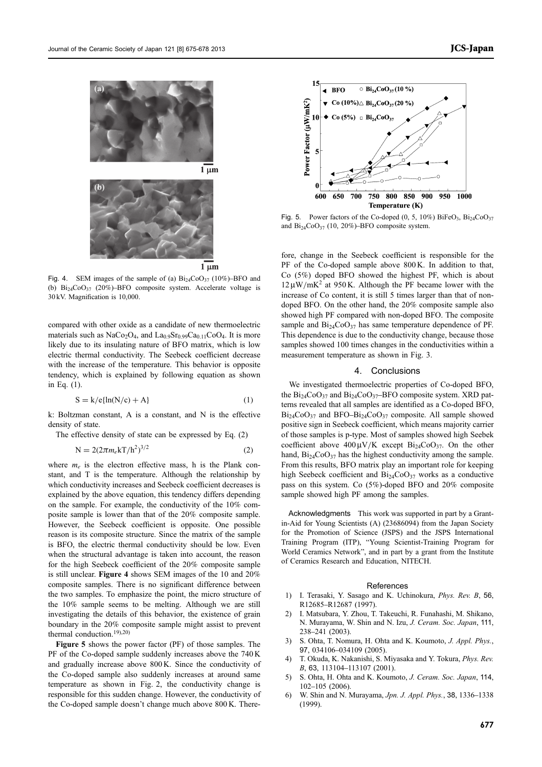Fig. 4. SEM images of the sample of (a) $Bi_{24}CoO_{37}$ (10%)–BFO and (b) $Bi_{24}CoO_{37}$ (20%)–BFO composite system. Accelerate voltage is 30 kV. Magnification is 10,000.

compared with other oxide as a candidate of new thermoelectric materials such as $NaCo_2O_4$, and $La_{0.9}Sr_{0.99}Ca_{0.11}CoO_4$. It is more likely due to its insulating nature of BFO matrix, which is low electric thermal conductivity. The Seebeck coefficient decrease with the increase of the temperature. This behavior is opposite tendency, which is explained by following equation as shown in Eq. (1).

$$S = k/e\{\ln(N/c) + A\} \tag{1}$$

k: Boltzman constant, A is a constant, and N is the effective density of state.

The effective density of state can be expressed by Eq. (2)

$$N = 2(2\pi m_e kT/h^2)^{3/2} \tag{2}$$

where $m_e$ is the electron effective mass, h is the Plank constant, and T is the temperature. Although the relationship by which conductivity increases and Seebeck coefficient decreases is explained by the above equation, this tendency differs depending on the sample. For example, the conductivity of the 10% composite sample is lower than that of the 20% composite sample. However, the Seebeck coefficient is opposite. One possible reason is its composite structure. Since the matrix of the sample is BFO, the electric thermal conductivity should be low. Even when the structural advantage is taken into account, the reason for the high Seebeck coefficient of the 20% composite sample is still unclear. **Figure 4** shows SEM images of the 10 and 20% composite samples. There is no significant difference between the two samples. To emphasize the point, the micro structure of the 10% sample seems to be melting. Although we are still investigating the details of this behavior, the existence of grain boundary in the 20% composite sample might assist to prevent thermal conduction.[19),20)]

**Figure 5** shows the power factor (PF) of those samples. The PF of the Co-doped sample suddenly increases above the 740 K and gradually increase above 800 K. Since the conductivity of the Co-doped sample also suddenly increases at around same temperature as shown in Fig. 2, the conductivity change is responsible for this sudden change. However, the conductivity of the Co-doped sample doesn't change much above 800 K. Therefore, change in the Seebeck coefficient is responsible for the PF of the Co-doped sample above 800 K. In addition to that, Co (5%) doped BFO showed the highest PF, which is about $12\,\mu W/mK^2$ at 950 K. Although the PF became lower with the increase of Co content, it is still 5 times larger than that of non-doped BFO. On the other hand, the 20% composite sample also showed high PF compared with non-doped BFO. The composite sample and $Bi_{24}CoO_{37}$ has same temperature dependence of PF. This dependence is due to the conductivity change, because those samples showed 100 times changes in the conductivities within a measurement temperature as shown in Fig. 3.

Fig. 5. Power factors of the Co-doped (0, 5, 10%) $BiFeO_3$, $Bi_{24}CoO_{37}$ and $Bi_{24}CoO_{37}$ (10, 20%)–BFO composite system.

## 4. Conclusions

We investigated thermoelectric properties of Co-doped BFO, the $Bi_{24}CoO_{37}$ and $Bi_{24}CoO_{37}$–BFO composite system. XRD patterns revealed that all samples are identified as a Co-doped BFO, $Bi_{24}CoO_{37}$ and BFO–$Bi_{24}CoO_{37}$ composite. All sample showed positive sign in Seebeck coefficient, which means majority carrier of those samples is p-type. Most of samples showed high Seebek coefficient above $400\,\mu V/K$ except $Bi_{24}CoO_{37}$. On the other hand, $Bi_{24}CoO_{37}$ has the highest conductivity among the sample. From this results, BFO matrix play an important role for keeping high Seebeck coefficient and $Bi_{24}CoO_{37}$ works as a conductive pass on this system. Co (5%)-doped BFO and 20% composite sample showed high PF among the samples.

**Acknowledgments** This work was supported in part by a Grant-in-Aid for Young Scientists (A) (23686094) from the Japan Society for the Promotion of Science (JSPS) and the JSPS International Training Program (ITP), "Young Scientist-Training Program for World Ceramics Network", and in part by a grant from the Institute of Ceramics Research and Education, NITECH.

## References

1) I. Terasaki, Y. Sasago and K. Uchinokura, *Phys. Rev. B*, **56**, R12685–R12687 (1997).
2) I. Matsubara, Y. Zhou, T. Takeuchi, R. Funahashi, M. Shikano, N. Murayama, W. Shin and N. Izu, *J. Ceram. Soc. Japan*, **111**, 238–241 (2003).
3) S. Ohta, T. Nomura, H. Ohta and K. Koumoto, *J. Appl. Phys.*, **97**, 034106–034109 (2005).
4) T. Okuda, K. Nakanishi, S. Miyasaka and Y. Tokura, *Phys. Rev. B*, **63**, 113104–113107 (2001).
5) S. Ohta, H. Ohta and K. Koumoto, *J. Ceram. Soc. Japan*, **114**, 102–105 (2006).
6) W. Shin and N. Murayama, *Jpn. J. Appl. Phys.*, **38**, 1336–1338 (1999).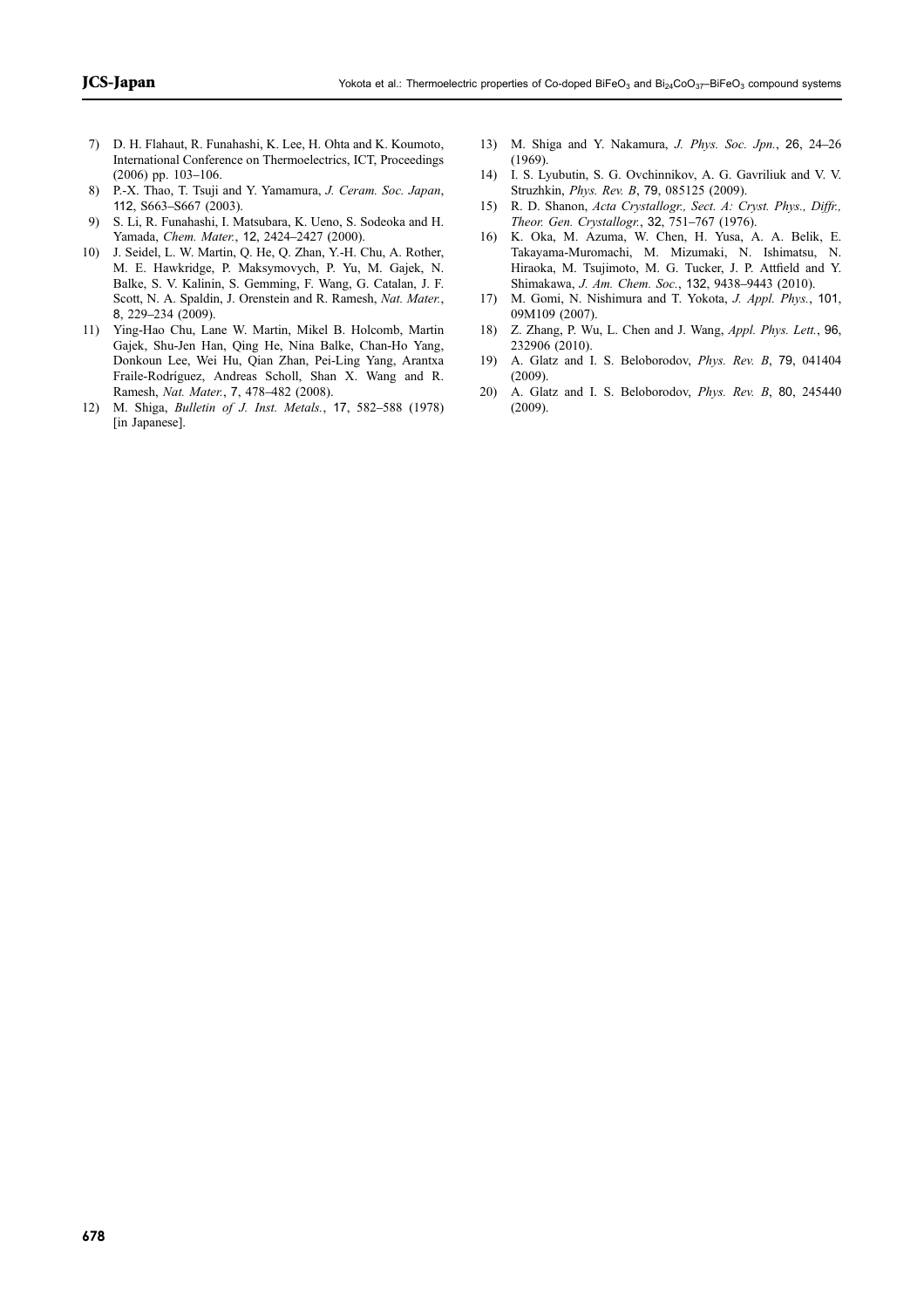7) D. H. Flahaut, R. Funahashi, K. Lee, H. Ohta and K. Koumoto, International Conference on Thermoelectrics, ICT, Proceedings (2006) pp. 103–106.
8) P.-X. Thao, T. Tsuji and Y. Yamamura, *J. Ceram. Soc. Japan*, 112, S663–S667 (2003).
9) S. Li, R. Funahashi, I. Matsubara, K. Ueno, S. Sodeoka and H. Yamada, *Chem. Mater.*, 12, 2424–2427 (2000).
10) J. Seidel, L. W. Martin, Q. He, Q. Zhan, Y.-H. Chu, A. Rother, M. E. Hawkridge, P. Maksymovych, P. Yu, M. Gajek, N. Balke, S. V. Kalinin, S. Gemming, F. Wang, G. Catalan, J. F. Scott, N. A. Spaldin, J. Orenstein and R. Ramesh, *Nat. Mater.*, 8, 229–234 (2009).
11) Ying-Hao Chu, Lane W. Martin, Mikel B. Holcomb, Martin Gajek, Shu-Jen Han, Qing He, Nina Balke, Chan-Ho Yang, Donkoun Lee, Wei Hu, Qian Zhan, Pei-Ling Yang, Arantxa Fraile-Rodríguez, Andreas Scholl, Shan X. Wang and R. Ramesh, *Nat. Mater.*, 7, 478–482 (2008).
12) M. Shiga, *Bulletin of J. Inst. Metals.*, 17, 582–588 (1978) [in Japanese].
13) M. Shiga and Y. Nakamura, *J. Phys. Soc. Jpn.*, 26, 24–26 (1969).
14) I. S. Lyubutin, S. G. Ovchinnikov, A. G. Gavriliuk and V. V. Struzhkin, *Phys. Rev. B*, 79, 085125 (2009).
15) R. D. Shanon, *Acta Crystallogr., Sect. A: Cryst. Phys., Diffr., Theor. Gen. Crystallogr.*, 32, 751–767 (1976).
16) K. Oka, M. Azuma, W. Chen, H. Yusa, A. A. Belik, E. Takayama-Muromachi, M. Mizumaki, N. Ishimatsu, N. Hiraoka, M. Tsujimoto, M. G. Tucker, J. P. Attfield and Y. Shimakawa, *J. Am. Chem. Soc.*, 132, 9438–9443 (2010).
17) M. Gomi, N. Nishimura and T. Yokota, *J. Appl. Phys.*, 101, 09M109 (2007).
18) Z. Zhang, P. Wu, L. Chen and J. Wang, *Appl. Phys. Lett.*, 96, 232906 (2010).
19) A. Glatz and I. S. Beloborodov, *Phys. Rev. B*, 79, 041404 (2009).
20) A. Glatz and I. S. Beloborodov, *Phys. Rev. B*, 80, 245440 (2009).